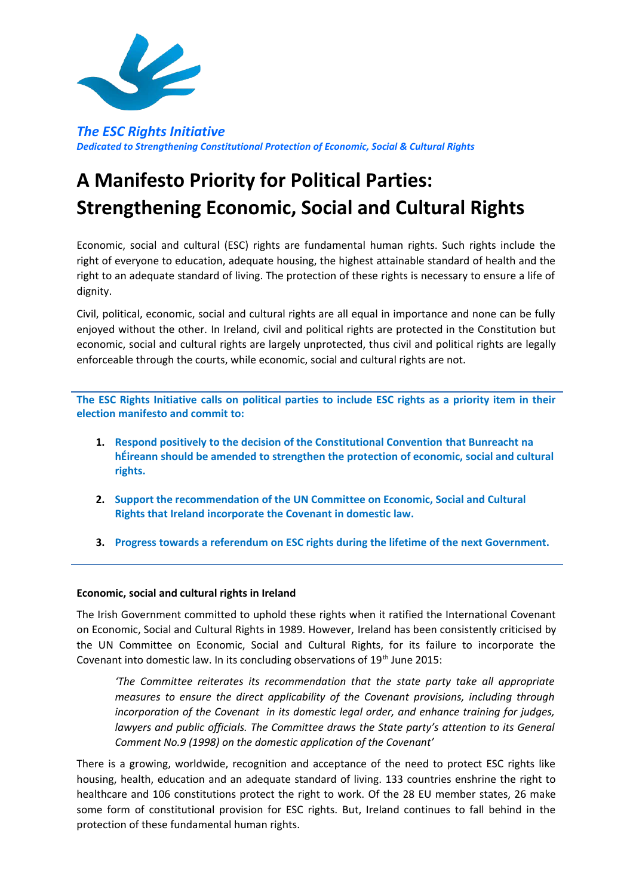*The ESC Rights Initiative*

***Dedicated to Strengthening Constitutional Protection of Economic, Social & Cultural Rights***

# A Manifesto Priority for Political Parties: Strengthening Economic, Social and Cultural Rights

Economic, social and cultural (ESC) rights are fundamental human rights. Such rights include the right of everyone to education, adequate housing, the highest attainable standard of health and the right to an adequate standard of living. The protection of these rights is necessary to ensure a life of dignity.

Civil, political, economic, social and cultural rights are all equal in importance and none can be fully enjoyed without the other. In Ireland, civil and political rights are protected in the Constitution but economic, social and cultural rights are largely unprotected, thus civil and political rights are legally enforceable through the courts, while economic, social and cultural rights are not.

**The ESC Rights Initiative calls on political parties to include ESC rights as a priority item in their election manifesto and commit to:**

1. **Respond positively to the decision of the Constitutional Convention that Bunreacht na hÉireann should be amended to strengthen the protection of economic, social and cultural rights.**
2. **Support the recommendation of the UN Committee on Economic, Social and Cultural Rights that Ireland incorporate the Covenant in domestic law.**
3. **Progress towards a referendum on ESC rights during the lifetime of the next Government.**

### Economic, social and cultural rights in Ireland

The Irish Government committed to uphold these rights when it ratified the International Covenant on Economic, Social and Cultural Rights in 1989. However, Ireland has been consistently criticised by the UN Committee on Economic, Social and Cultural Rights, for its failure to incorporate the Covenant into domestic law. In its concluding observations of 19th June 2015:

> *'The Committee reiterates its recommendation that the state party take all appropriate measures to ensure the direct applicability of the Covenant provisions, including through incorporation of the Covenant in its domestic legal order, and enhance training for judges, lawyers and public officials. The Committee draws the State party's attention to its General Comment No.9 (1998) on the domestic application of the Covenant'*

There is a growing, worldwide, recognition and acceptance of the need to protect ESC rights like housing, health, education and an adequate standard of living. 133 countries enshrine the right to healthcare and 106 constitutions protect the right to work. Of the 28 EU member states, 26 make some form of constitutional provision for ESC rights. But, Ireland continues to fall behind in the protection of these fundamental human rights.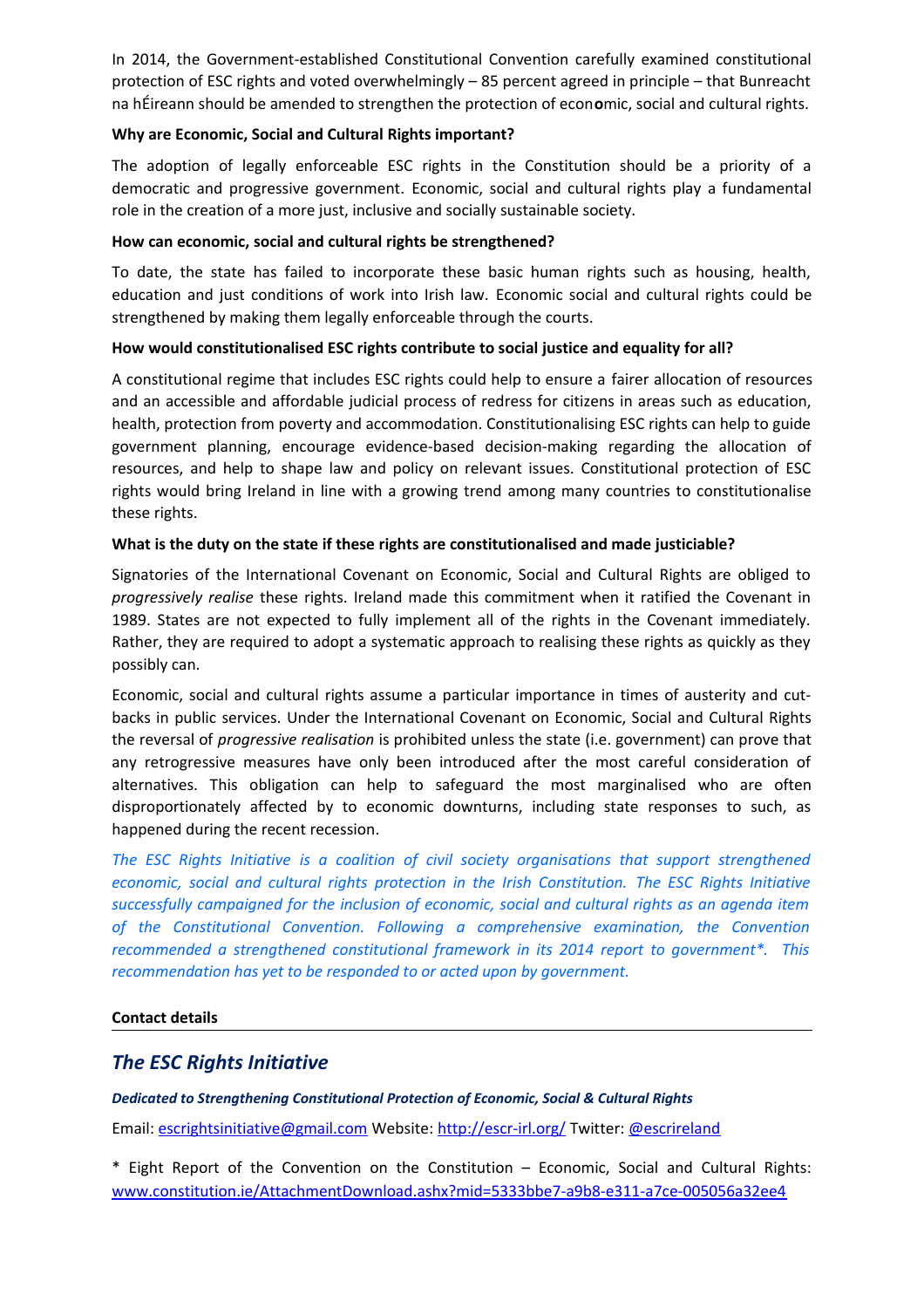In 2014, the Government-established Constitutional Convention carefully examined constitutional protection of ESC rights and voted overwhelmingly – 85 percent agreed in principle – that Bunreacht na hÉireann should be amended to strengthen the protection of economic, social and cultural rights.

**Why are Economic, Social and Cultural Rights important?**

The adoption of legally enforceable ESC rights in the Constitution should be a priority of a democratic and progressive government. Economic, social and cultural rights play a fundamental role in the creation of a more just, inclusive and socially sustainable society.

**How can economic, social and cultural rights be strengthened?**

To date, the state has failed to incorporate these basic human rights such as housing, health, education and just conditions of work into Irish law. Economic social and cultural rights could be strengthened by making them legally enforceable through the courts.

**How would constitutionalised ESC rights contribute to social justice and equality for all?**

A constitutional regime that includes ESC rights could help to ensure a fairer allocation of resources and an accessible and affordable judicial process of redress for citizens in areas such as education, health, protection from poverty and accommodation. Constitutionalising ESC rights can help to guide government planning, encourage evidence-based decision-making regarding the allocation of resources, and help to shape law and policy on relevant issues. Constitutional protection of ESC rights would bring Ireland in line with a growing trend among many countries to constitutionalise these rights.

**What is the duty on the state if these rights are constitutionalised and made justiciable?**

Signatories of the International Covenant on Economic, Social and Cultural Rights are obliged to *progressively realise* these rights. Ireland made this commitment when it ratified the Covenant in 1989. States are not expected to fully implement all of the rights in the Covenant immediately. Rather, they are required to adopt a systematic approach to realising these rights as quickly as they possibly can.

Economic, social and cultural rights assume a particular importance in times of austerity and cut-backs in public services. Under the International Covenant on Economic, Social and Cultural Rights the reversal of *progressive realisation* is prohibited unless the state (i.e. government) can prove that any retrogressive measures have only been introduced after the most careful consideration of alternatives. This obligation can help to safeguard the most marginalised who are often disproportionately affected by to economic downturns, including state responses to such, as happened during the recent recession.

*The ESC Rights Initiative is a coalition of civil society organisations that support strengthened economic, social and cultural rights protection in the Irish Constitution. The ESC Rights Initiative successfully campaigned for the inclusion of economic, social and cultural rights as an agenda item of the Constitutional Convention. Following a comprehensive examination, the Convention recommended a strengthened constitutional framework in its 2014 report to government\*. This recommendation has yet to be responded to or acted upon by government.*

**Contact details**

## *The ESC Rights Initiative*

***Dedicated to Strengthening Constitutional Protection of Economic, Social & Cultural Rights***

Email: escrightsinitiative@gmail.com Website: http://escr-irl.org/ Twitter: @escrireland

\* Eight Report of the Convention on the Constitution – Economic, Social and Cultural Rights: www.constitution.ie/AttachmentDownload.ashx?mid=5333bbe7-a9b8-e311-a7ce-005056a32ee4